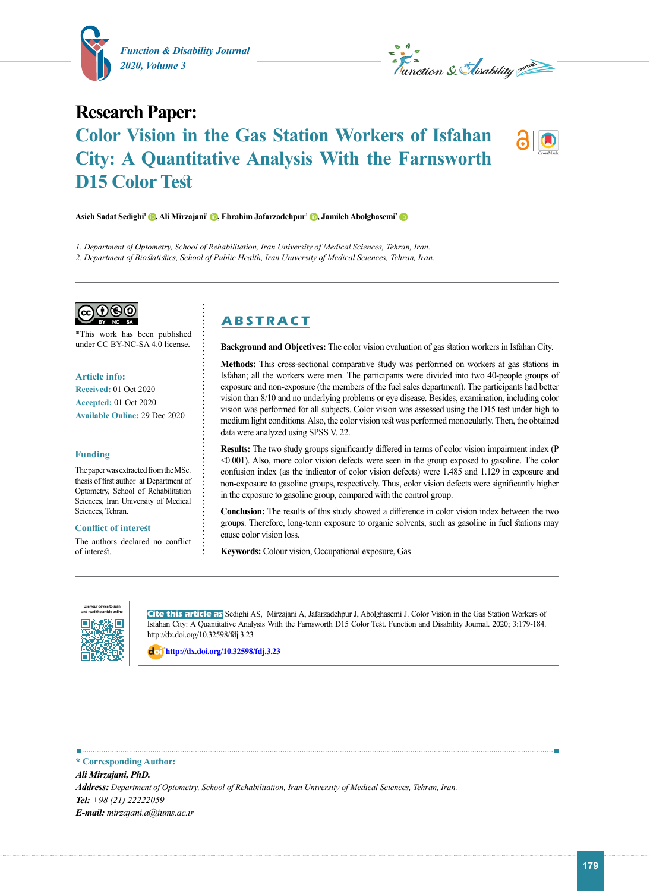# Research Paper:

## Color Vision in the Gas Station Workers of Isfahan City: A Quantitative Analysis With the Farnsworth D15 Color Test

**Asieh Sadat Sedighi**[1], **Ali Mirzajani**[1], **Ebrahim Jafarzadehpur**[1], **Jamileh Abolghasemi**[2]

*1. Department of Optometry, School of Rehabilitation, Iran University of Medical Sciences, Tehran, Iran.*
*2. Department of Biostatistics, School of Public Health, Iran University of Medical Sciences, Tehran, Iran.*

---

*This work has been published under CC BY-NC-SA 4.0 license.

**Article info:**
**Received:** 01 Oct 2020
**Accepted:** 01 Oct 2020
**Available Online:** 29 Dec 2020

**Funding**

The paper was extracted from the MSc. thesis of first author at Department of Optometry, School of Rehabilitation Sciences, Iran University of Medical Sciences, Tehran.

**Conflict of interest**

The authors declared no conflict of interest.

## ABSTRACT

**Background and Objectives:** The color vision evaluation of gas station workers in Isfahan City.

**Methods:** This cross-sectional comparative study was performed on workers at gas stations in Isfahan; all the workers were men. The participants were divided into two 40-people groups of exposure and non-exposure (the members of the fuel sales department). The participants had better vision than 8/10 and no underlying problems or eye disease. Besides, examination, including color vision was performed for all subjects. Color vision was assessed using the D15 test under high to medium light conditions. Also, the color vision test was performed monocularly. Then, the obtained data were analyzed using SPSS V. 22.

**Results:** The two study groups significantly differed in terms of color vision impairment index (P <0.001). Also, more color vision defects were seen in the group exposed to gasoline. The color confusion index (as the indicator of color vision defects) were 1.485 and 1.129 in exposure and non-exposure to gasoline groups, respectively. Thus, color vision defects were significantly higher in the exposure to gasoline group, compared with the control group.

**Conclusion:** The results of this study showed a difference in color vision index between the two groups. Therefore, long-term exposure to organic solvents, such as gasoline in fuel stations may cause color vision loss.

**Keywords:** Colour vision, Occupational exposure, Gas

---

**Cite this article as** Sedighi AS, Mirzajani A, Jafarzadehpur J, Abolghasemi J. Color Vision in the Gas Station Workers of Isfahan City: A Quantitative Analysis With the Farnsworth D15 Color Test. Function and Disability Journal. 2020; 3:179-184. http://dx.doi.org/10.32598/fdj.3.23

http://dx.doi.org/10.32598/fdj.3.23

---

**\* Corresponding Author:**
***Ali Mirzajani, PhD.***
***Address:*** *Department of Optometry, School of Rehabilitation, Iran University of Medical Sciences, Tehran, Iran.*
***Tel:*** *+98 (21) 22222059*
***E-mail:*** *mirzajani.a@iums.ac.ir*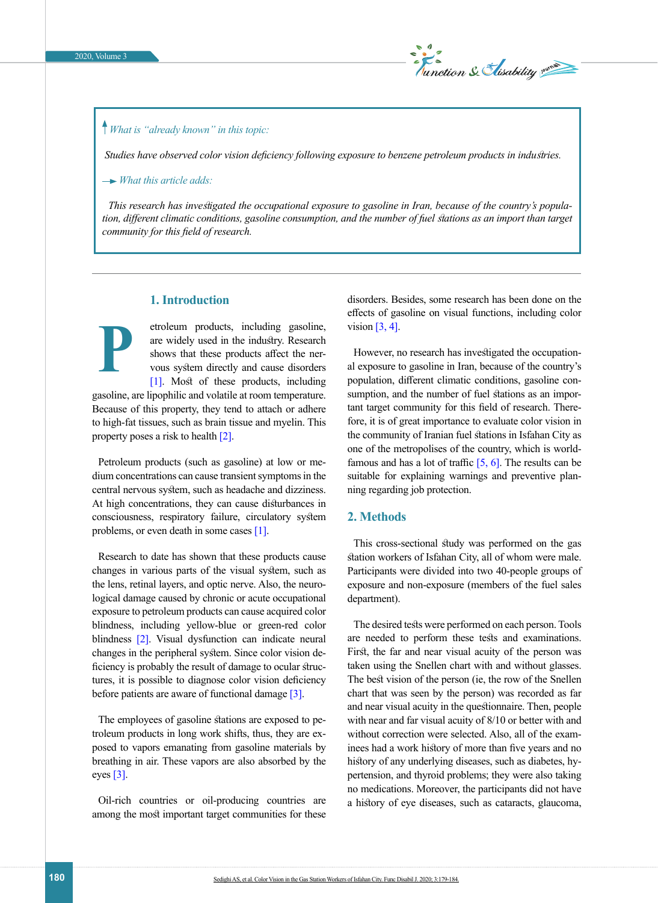*What is "already known" in this topic:*

*Studies have observed color vision deficiency following exposure to benzene petroleum products in industries.*

*What this article adds:*

*This research has investigated the occupational exposure to gasoline in Iran, because of the country's population, different climatic conditions, gasoline consumption, and the number of fuel stations as an import than target community for this field of research.*

## 1. Introduction

Petroleum products, including gasoline, are widely used in the industry. Research shows that these products affect the nervous system directly and cause disorders [1]. Most of these products, including gasoline, are lipophilic and volatile at room temperature. Because of this property, they tend to attach or adhere to high-fat tissues, such as brain tissue and myelin. This property poses a risk to health [2].

Petroleum products (such as gasoline) at low or medium concentrations can cause transient symptoms in the central nervous system, such as headache and dizziness. At high concentrations, they can cause disturbances in consciousness, respiratory failure, circulatory system problems, or even death in some cases [1].

Research to date has shown that these products cause changes in various parts of the visual system, such as the lens, retinal layers, and optic nerve. Also, the neurological damage caused by chronic or acute occupational exposure to petroleum products can cause acquired color blindness, including yellow-blue or green-red color blindness [2]. Visual dysfunction can indicate neural changes in the peripheral system. Since color vision deficiency is probably the result of damage to ocular structures, it is possible to diagnose color vision deficiency before patients are aware of functional damage [3].

The employees of gasoline stations are exposed to petroleum products in long work shifts, thus, they are exposed to vapors emanating from gasoline materials by breathing in air. These vapors are also absorbed by the eyes [3].

Oil-rich countries or oil-producing countries are among the most important target communities for these disorders. Besides, some research has been done on the effects of gasoline on visual functions, including color vision [3, 4].

However, no research has investigated the occupational exposure to gasoline in Iran, because of the country's population, different climatic conditions, gasoline consumption, and the number of fuel stations as an important target community for this field of research. Therefore, it is of great importance to evaluate color vision in the community of Iranian fuel stations in Isfahan City as one of the metropolises of the country, which is world-famous and has a lot of traffic [5, 6]. The results can be suitable for explaining warnings and preventive planning regarding job protection.

## 2. Methods

This cross-sectional study was performed on the gas station workers of Isfahan City, all of whom were male. Participants were divided into two 40-people groups of exposure and non-exposure (members of the fuel sales department).

The desired tests were performed on each person. Tools are needed to perform these tests and examinations. First, the far and near visual acuity of the person was taken using the Snellen chart with and without glasses. The best vision of the person (ie, the row of the Snellen chart that was seen by the person) was recorded as far and near visual acuity in the questionnaire. Then, people with near and far visual acuity of 8/10 or better with and without correction were selected. Also, all of the examinees had a work history of more than five years and no history of any underlying diseases, such as diabetes, hypertension, and thyroid problems; they were also taking no medications. Moreover, the participants did not have a history of eye diseases, such as cataracts, glaucoma,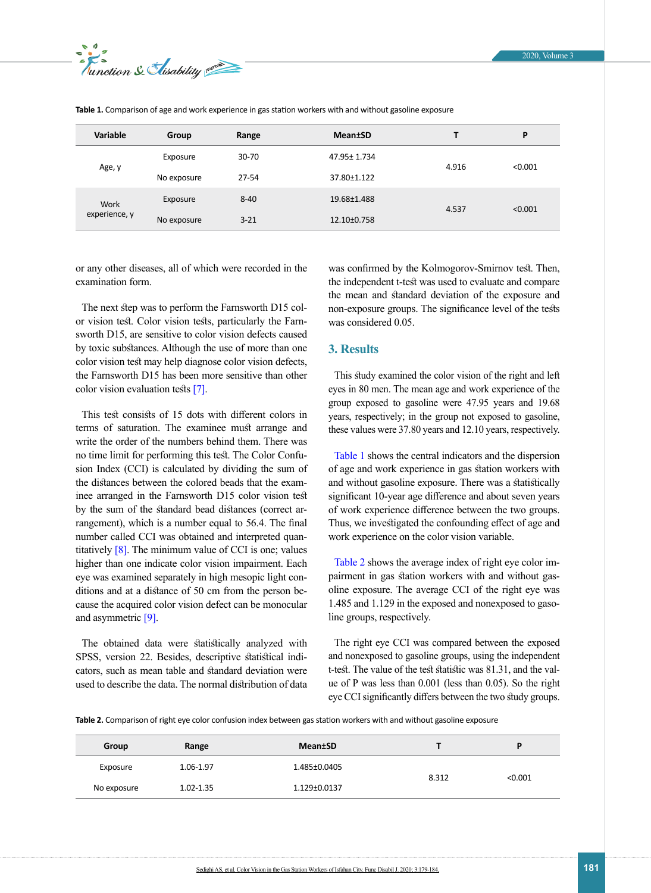**Table 1.** Comparison of age and work experience in gas station workers with and without gasoline exposure

| Variable | Group | Range | Mean±SD | T | P |
|---|---|---|---|---|---|
| Age, y | Exposure | 30-70 | 47.95± 1.734 | 4.916 | <0.001 |
| | No exposure | 27-54 | 37.80±1.122 | | |
| Work experience, y | Exposure | 8-40 | 19.68±1.488 | 4.537 | <0.001 |
| | No exposure | 3-21 | 12.10±0.758 | | |

or any other diseases, all of which were recorded in the examination form.

The next step was to perform the Farnsworth D15 color vision test. Color vision tests, particularly the Farnsworth D15, are sensitive to color vision defects caused by toxic substances. Although the use of more than one color vision test may help diagnose color vision defects, the Farnsworth D15 has been more sensitive than other color vision evaluation tests [7].

This test consists of 15 dots with different colors in terms of saturation. The examinee must arrange and write the order of the numbers behind them. There was no time limit for performing this test. The Color Confusion Index (CCI) is calculated by dividing the sum of the distances between the colored beads that the examinee arranged in the Farnsworth D15 color vision test by the sum of the standard bead distances (correct arrangement), which is a number equal to 56.4. The final number called CCI was obtained and interpreted quantitatively [8]. The minimum value of CCI is one; values higher than one indicate color vision impairment. Each eye was examined separately in high mesopic light conditions and at a distance of 50 cm from the person because the acquired color vision defect can be monocular and asymmetric [9].

The obtained data were statistically analyzed with SPSS, version 22. Besides, descriptive statistical indicators, such as mean table and standard deviation were used to describe the data. The normal distribution of data was confirmed by the Kolmogorov-Smirnov test. Then, the independent t-test was used to evaluate and compare the mean and standard deviation of the exposure and non-exposure groups. The significance level of the tests was considered 0.05.

## 3. Results

This study examined the color vision of the right and left eyes in 80 men. The mean age and work experience of the group exposed to gasoline were 47.95 years and 19.68 years, respectively; in the group not exposed to gasoline, these values were 37.80 years and 12.10 years, respectively.

Table 1 shows the central indicators and the dispersion of age and work experience in gas station workers with and without gasoline exposure. There was a statistically significant 10-year age difference and about seven years of work experience difference between the two groups. Thus, we investigated the confounding effect of age and work experience on the color vision variable.

Table 2 shows the average index of right eye color impairment in gas station workers with and without gasoline exposure. The average CCI of the right eye was 1.485 and 1.129 in the exposed and nonexposed to gasoline groups, respectively.

The right eye CCI was compared between the exposed and nonexposed to gasoline groups, using the independent t-test. The value of the test statistic was 81.31, and the value of P was less than 0.001 (less than 0.05). So the right eye CCI significantly differs between the two study groups.

**Table 2.** Comparison of right eye color confusion index between gas station workers with and without gasoline exposure

| Group | Range | Mean±SD | T | P |
|---|---|---|---|---|
| Exposure | 1.06-1.97 | 1.485±0.0405 | 8.312 | <0.001 |
| No exposure | 1.02-1.35 | 1.129±0.0137 | | |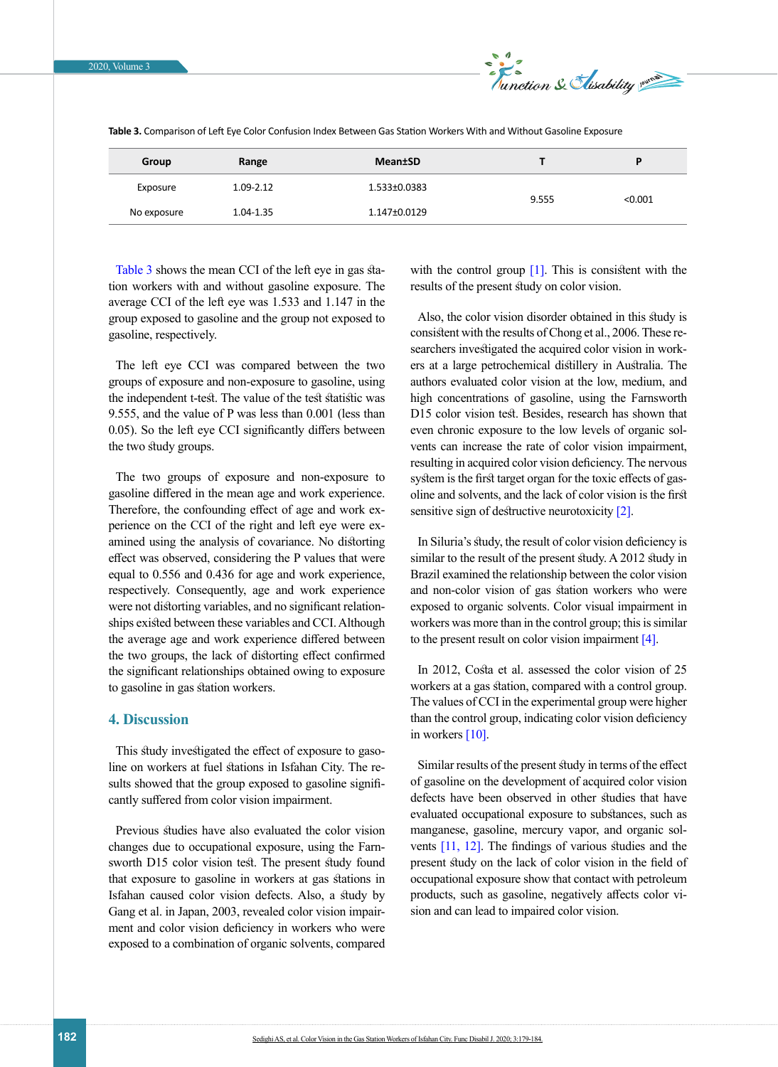**Table 3.** Comparison of Left Eye Color Confusion Index Between Gas Station Workers With and Without Gasoline Exposure

| Group | Range | Mean±SD | T | P |
|---|---|---|---|---|
| Exposure | 1.09-2.12 | 1.533±0.0383 | 9.555 | <0.001 |
| No exposure | 1.04-1.35 | 1.147±0.0129 | | |

Table 3 shows the mean CCI of the left eye in gas station workers with and without gasoline exposure. The average CCI of the left eye was 1.533 and 1.147 in the group exposed to gasoline and the group not exposed to gasoline, respectively.

The left eye CCI was compared between the two groups of exposure and non-exposure to gasoline, using the independent t-test. The value of the test statistic was 9.555, and the value of P was less than 0.001 (less than 0.05). So the left eye CCI significantly differs between the two study groups.

The two groups of exposure and non-exposure to gasoline differed in the mean age and work experience. Therefore, the confounding effect of age and work experience on the CCI of the right and left eye were examined using the analysis of covariance. No distorting effect was observed, considering the P values that were equal to 0.556 and 0.436 for age and work experience, respectively. Consequently, age and work experience were not distorting variables, and no significant relationships existed between these variables and CCI. Although the average age and work experience differed between the two groups, the lack of distorting effect confirmed the significant relationships obtained owing to exposure to gasoline in gas station workers.

## 4. Discussion

This study investigated the effect of exposure to gasoline on workers at fuel stations in Isfahan City. The results showed that the group exposed to gasoline significantly suffered from color vision impairment.

Previous studies have also evaluated the color vision changes due to occupational exposure, using the Farnsworth D15 color vision test. The present study found that exposure to gasoline in workers at gas stations in Isfahan caused color vision defects. Also, a study by Gang et al. in Japan, 2003, revealed color vision impairment and color vision deficiency in workers who were exposed to a combination of organic solvents, compared with the control group [1]. This is consistent with the results of the present study on color vision.

Also, the color vision disorder obtained in this study is consistent with the results of Chong et al., 2006. These researchers investigated the acquired color vision in workers at a large petrochemical distillery in Australia. The authors evaluated color vision at the low, medium, and high concentrations of gasoline, using the Farnsworth D15 color vision test. Besides, research has shown that even chronic exposure to the low levels of organic solvents can increase the rate of color vision impairment, resulting in acquired color vision deficiency. The nervous system is the first target organ for the toxic effects of gasoline and solvents, and the lack of color vision is the first sensitive sign of destructive neurotoxicity [2].

In Siluria's study, the result of color vision deficiency is similar to the result of the present study. A 2012 study in Brazil examined the relationship between the color vision and non-color vision of gas station workers who were exposed to organic solvents. Color visual impairment in workers was more than in the control group; this is similar to the present result on color vision impairment [4].

In 2012, Costa et al. assessed the color vision of 25 workers at a gas station, compared with a control group. The values of CCI in the experimental group were higher than the control group, indicating color vision deficiency in workers [10].

Similar results of the present study in terms of the effect of gasoline on the development of acquired color vision defects have been observed in other studies that have evaluated occupational exposure to substances, such as manganese, gasoline, mercury vapor, and organic solvents [11, 12]. The findings of various studies and the present study on the lack of color vision in the field of occupational exposure show that contact with petroleum products, such as gasoline, negatively affects color vision and can lead to impaired color vision.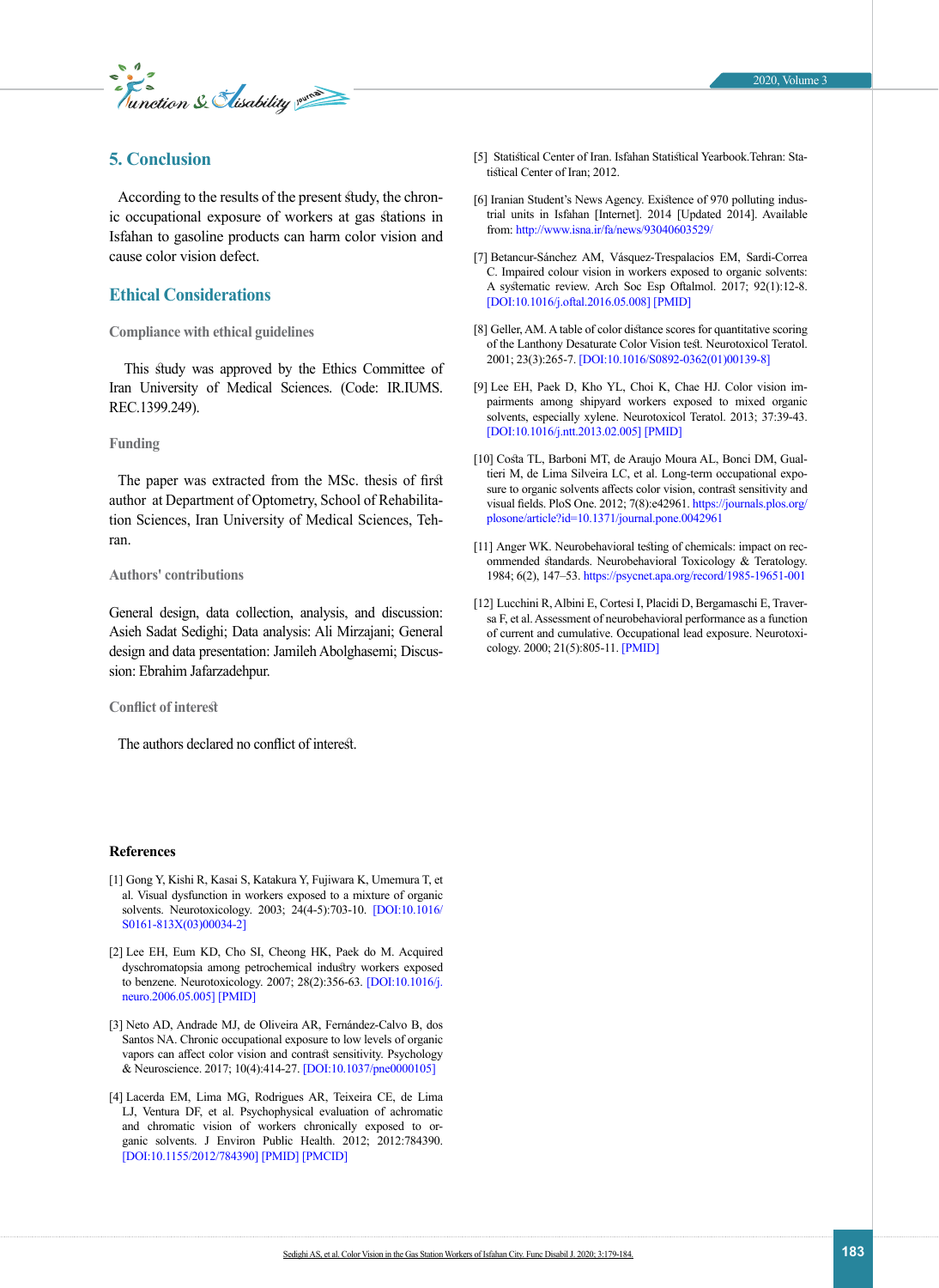## 5. Conclusion

According to the results of the present study, the chronic occupational exposure of workers at gas stations in Isfahan to gasoline products can harm color vision and cause color vision defect.

## Ethical Considerations

### Compliance with ethical guidelines

This study was approved by the Ethics Committee of Iran University of Medical Sciences. (Code: IR.IUMS.REC.1399.249).

### Funding

The paper was extracted from the MSc. thesis of first author at Department of Optometry, School of Rehabilitation Sciences, Iran University of Medical Sciences, Tehran.

### Authors' contributions

General design, data collection, analysis, and discussion: Asieh Sadat Sedighi; Data analysis: Ali Mirzajani; General design and data presentation: Jamileh Abolghasemi; Discussion: Ebrahim Jafarzadehpur.

### Conflict of interest

The authors declared no conflict of interest.

## References

[1] Gong Y, Kishi R, Kasai S, Katakura Y, Fujiwara K, Umemura T, et al. Visual dysfunction in workers exposed to a mixture of organic solvents. Neurotoxicology. 2003; 24(4-5):703-10. [DOI:10.1016/S0161-813X(03)00034-2]

[2] Lee EH, Eum KD, Cho SI, Cheong HK, Paek do M. Acquired dyschromatopsia among petrochemical industry workers exposed to benzene. Neurotoxicology. 2007; 28(2):356-63. [DOI:10.1016/j.neuro.2006.05.005] [PMID]

[3] Neto AD, Andrade MJ, de Oliveira AR, Fernández-Calvo B, dos Santos NA. Chronic occupational exposure to low levels of organic vapors can affect color vision and contrast sensitivity. Psychology & Neuroscience. 2017; 10(4):414-27. [DOI:10.1037/pne0000105]

[4] Lacerda EM, Lima MG, Rodrigues AR, Teixeira CE, de Lima LJ, Ventura DF, et al. Psychophysical evaluation of achromatic and chromatic vision of workers chronically exposed to organic solvents. J Environ Public Health. 2012; 2012:784390. [DOI:10.1155/2012/784390] [PMID] [PMCID]

[5] Statistical Center of Iran. Isfahan Statistical Yearbook.Tehran: Statistical Center of Iran; 2012.

[6] Iranian Student's News Agency. Existence of 970 polluting industrial units in Isfahan [Internet]. 2014 [Updated 2014]. Available from: http://www.isna.ir/fa/news/93040603529/

[7] Betancur-Sánchez AM, Vásquez-Trespalacios EM, Sardi-Correa C. Impaired colour vision in workers exposed to organic solvents: A systematic review. Arch Soc Esp Oftalmol. 2017; 92(1):12-8. [DOI:10.1016/j.oftal.2016.05.008] [PMID]

[8] Geller, AM. A table of color distance scores for quantitative scoring of the Lanthony Desaturate Color Vision test. Neurotoxicol Teratol. 2001; 23(3):265-7. [DOI:10.1016/S0892-0362(01)00139-8]

[9] Lee EH, Paek D, Kho YL, Choi K, Chae HJ. Color vision impairments among shipyard workers exposed to mixed organic solvents, especially xylene. Neurotoxicol Teratol. 2013; 37:39-43. [DOI:10.1016/j.ntt.2013.02.005] [PMID]

[10] Costa TL, Barboni MT, de Araujo Moura AL, Bonci DM, Gualtieri M, de Lima Silveira LC, et al. Long-term occupational exposure to organic solvents affects color vision, contrast sensitivity and visual fields. PloS One. 2012; 7(8):e42961. https://journals.plos.org/plosone/article?id=10.1371/journal.pone.0042961

[11] Anger WK. Neurobehavioral testing of chemicals: impact on recommended standards. Neurobehavioral Toxicology & Teratology. 1984; 6(2), 147–53. https://psycnet.apa.org/record/1985-19651-001

[12] Lucchini R, Albini E, Cortesi I, Placidi D, Bergamaschi E, Traversa F, et al. Assessment of neurobehavioral performance as a function of current and cumulative. Occupational lead exposure. Neurotoxicology. 2000; 21(5):805-11. [PMID]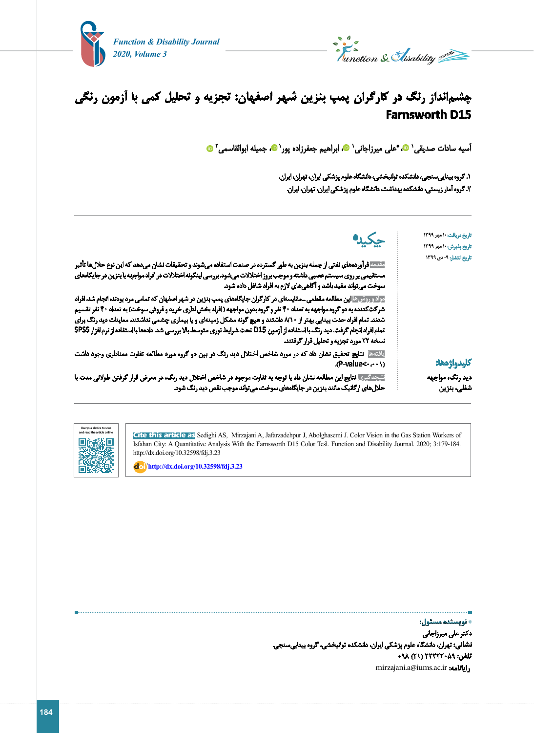# چشم‌انداز رنگ در کارگران پمپ بنزین شهر اصفهان: تجزیه و تحلیل کمی با آزمون رنگی Farnsworth D15

آسیه سادات صدیقی[۱]، \*علی میرزاجانی[۱]، ابراهیم جعفرزاده پور[۱]، جمیله ابوالقاسمی[۲]

۱. گروه بینایی‌سنجی، دانشکده توانبخشی، دانشگاه علوم پزشکی ایران، تهران، ایران.
۲. گروه آمار زیستی، دانشکده بهداشت، دانشگاه علوم پزشکی ایران، تهران، ایران.

تاریخ دریافت: ۱۰ مهر ۱۳۹۹
تاریخ پذیرش: ۱۰ مهر ۱۳۹۹
تاریخ انتشار: ۰۹ دی ۱۳۹۹

## چکیده

**مقدمه** فرآورده‌های نفتی از جمله بنزین به طور گسترده در صنعت استفاده می‌شوند و تحقیقات نشان می‌دهد که این نوع حلال‌ها تأثیر مستقیمی بر روی سیستم عصبی داشته و موجب بروز اختلالات می‌شود. بررسی اینگونه اختلالات در افراد مواجهه با بنزین در جایگاه‌های سوخت می‌تواند مفید باشد و آگاهی‌های لازم به افراد شاغل داده شود.

**مواد و روش‌ها** این مطالعه مقطعی ـ مقایسه‌ای در کارگران جایگاه‌های پمپ بنزین در شهر اصفهان که تمامی مرد بودند انجام شد. افراد شرکت‌کننده به دو گروه مواجهه به تعداد ۴۰ نفر و گروه بدون مواجهه (افراد بخش اداری خرید و فروش سوخت) به تعداد ۴۰ نفر تقسیم شدند. تمام افراد حدت بینایی بهتر از ۸/۱۰ داشتند و هیچ گونه مشکل زمینه‌ای و یا بیماری چشمی نداشتند. معاینات دید رنگ برای تمام افراد انجام گرفت. دید رنگ با استفاده از آزمون D15 تحت شرایط نوری متوسط بالا بررسی شد. داده‌ها با استفاده از نرم افزار SPSS نسخه ۲۲ مورد تجزیه و تحلیل قرار گرفتند.

**یافته‌ها** نتایج تحقیق نشان داد که در مورد شاخص اختلال دید رنگ در بین دو گروه مورد مطالعه تفاوت معناداری وجود داشت (P-value<۰.۰۰۱).

**نتیجه‌گیری** نتایج این مطالعه نشان داد با توجه به تفاوت موجود در شاخص اختلال دید رنگ، در معرض قرار گرفتن طولانی مدت با حلال‌های ارگانیک مانند بنزین در جایگاه‌های سوخت می‌تواند موجب نقص دید رنگ شود.

**کلیدواژه‌ها:** دید رنگ، مواجهه شغلی، بنزین

**Cite this article as** Sedighi AS, Mirzajani A, Jafarzadehpur J, Abolghasemi J. Color Vision in the Gas Station Workers of Isfahan City: A Quantitative Analysis With the Farnsworth D15 Color Test. Function and Disability Journal. 2020; 3:179-184. http://dx.doi.org/10.32598/fdj.3.23

http://dx.doi.org/10.32598/fdj.3.23

\* نویسنده مسئول:
دکتر علی میرزاجانی
نشانی: تهران، دانشگاه علوم پزشکی ایران، دانشکده توانبخشی، گروه بینایی‌سنجی.
تلفن: ۲۲۲۲۲۰۵۹ (۲۱) ۹۸+
رایانامه: mirzajani.a@iums.ac.ir